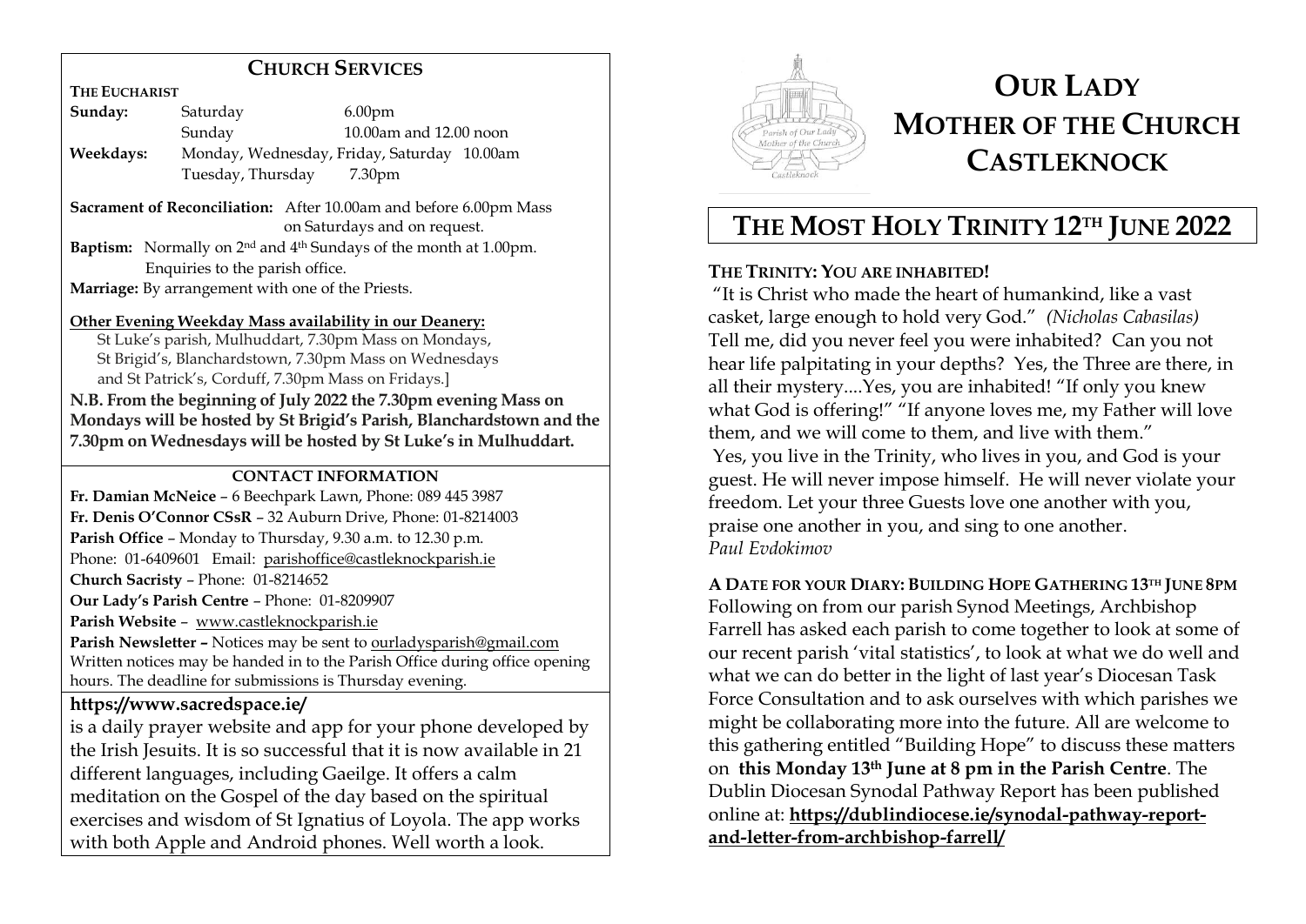## CHURCH SERVICES

**THE EUCHARIST**

| | | |
|---|---|---|
| **Sunday:** | Saturday | 6.00pm |
| | Sunday | 10.00am and 12.00 noon |
| **Weekdays:** | Monday, Wednesday, Friday, Saturday | 10.00am |
| | Tuesday, Thursday | 7.30pm |

**Sacrament of Reconciliation:** After 10.00am and before 6.00pm Mass on Saturdays and on request.

**Baptism:** Normally on 2nd and 4th Sundays of the month at 1.00pm. Enquiries to the parish office.

**Marriage:** By arrangement with one of the Priests.

**Other Evening Weekday Mass availability in our Deanery:**
St Luke's parish, Mulhuddart, 7.30pm Mass on Mondays,
St Brigid's, Blanchardstown, 7.30pm Mass on Wednesdays
and St Patrick's, Corduff, 7.30pm Mass on Fridays.]

**N.B. From the beginning of July 2022 the 7.30pm evening Mass on Mondays will be hosted by St Brigid's Parish, Blanchardstown and the 7.30pm on Wednesdays will be hosted by St Luke's in Mulhuddart.**

### CONTACT INFORMATION

**Fr. Damian McNeice** – 6 Beechpark Lawn, Phone: 089 445 3987
**Fr. Denis O'Connor CSsR** – 32 Auburn Drive, Phone: 01-8214003
**Parish Office** – Monday to Thursday, 9.30 a.m. to 12.30 p.m.
Phone: 01-6409601 Email: parishoffice@castleknockparish.ie
**Church Sacristy** – Phone: 01-8214652
**Our Lady's Parish Centre** – Phone: 01-8209907
**Parish Website** – www.castleknockparish.ie
**Parish Newsletter –** Notices may be sent to ourladysparish@gmail.com
Written notices may be handed in to the Parish Office during office opening hours. The deadline for submissions is Thursday evening.

**https://www.sacredspace.ie/**
is a daily prayer website and app for your phone developed by the Irish Jesuits. It is so successful that it is now available in 21 different languages, including Gaeilge. It offers a calm meditation on the Gospel of the day based on the spiritual exercises and wisdom of St Ignatius of Loyola. The app works with both Apple and Android phones. Well worth a look.

# OUR LADY MOTHER OF THE CHURCH CASTLEKNOCK

## THE MOST HOLY TRINITY 12TH JUNE 2022

### THE TRINITY: YOU ARE INHABITED!

"It is Christ who made the heart of humankind, like a vast casket, large enough to hold very God." *(Nicholas Cabasilas)*
Tell me, did you never feel you were inhabited? Can you not hear life palpitating in your depths? Yes, the Three are there, in all their mystery....Yes, you are inhabited! "If only you knew what God is offering!" "If anyone loves me, my Father will love them, and we will come to them, and live with them."
Yes, you live in the Trinity, who lives in you, and God is your guest. He will never impose himself. He will never violate your freedom. Let your three Guests love one another with you, praise one another in you, and sing to one another.
*Paul Evdokimov*

### A DATE FOR YOUR DIARY: BUILDING HOPE GATHERING 13TH JUNE 8PM

Following on from our parish Synod Meetings, Archbishop Farrell has asked each parish to come together to look at some of our recent parish 'vital statistics', to look at what we do well and what we can do better in the light of last year's Diocesan Task Force Consultation and to ask ourselves with which parishes we might be collaborating more into the future. All are welcome to this gathering entitled "Building Hope" to discuss these matters on **this Monday 13th June at 8 pm in the Parish Centre**. The Dublin Diocesan Synodal Pathway Report has been published online at: **https://dublindiocese.ie/synodal-pathway-report-and-letter-from-archbishop-farrell/**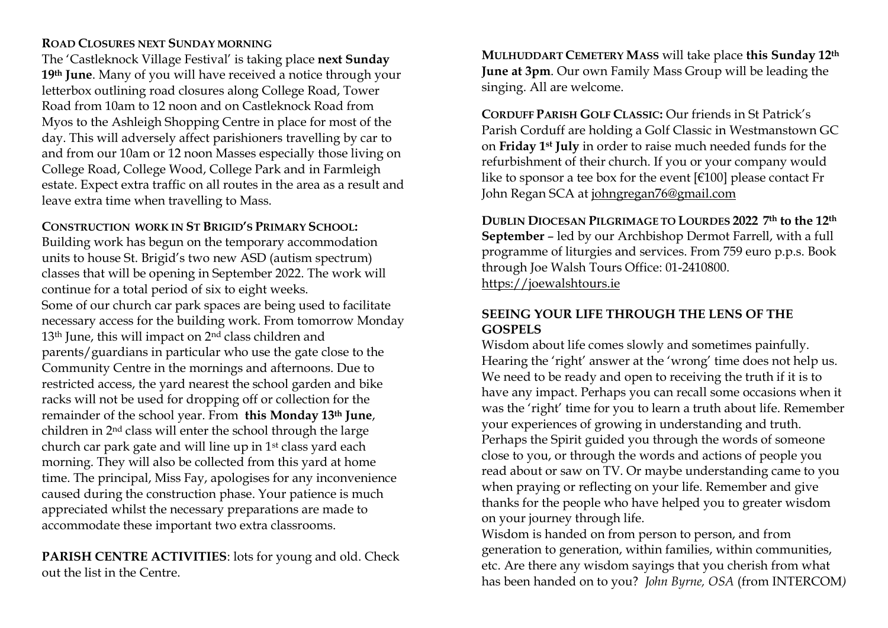**ROAD CLOSURES NEXT SUNDAY MORNING**

The 'Castleknock Village Festival' is taking place **next Sunday 19th June**. Many of you will have received a notice through your letterbox outlining road closures along College Road, Tower Road from 10am to 12 noon and on Castleknock Road from Myos to the Ashleigh Shopping Centre in place for most of the day. This will adversely affect parishioners travelling by car to and from our 10am or 12 noon Masses especially those living on College Road, College Wood, College Park and in Farmleigh estate. Expect extra traffic on all routes in the area as a result and leave extra time when travelling to Mass.

**CONSTRUCTION WORK IN ST BRIGID'S PRIMARY SCHOOL:**

Building work has begun on the temporary accommodation units to house St. Brigid's two new ASD (autism spectrum) classes that will be opening in September 2022. The work will continue for a total period of six to eight weeks.

Some of our church car park spaces are being used to facilitate necessary access for the building work. From tomorrow Monday 13th June, this will impact on 2nd class children and parents/guardians in particular who use the gate close to the Community Centre in the mornings and afternoons. Due to restricted access, the yard nearest the school garden and bike racks will not be used for dropping off or collection for the remainder of the school year. From **this Monday 13th June**, children in 2nd class will enter the school through the large church car park gate and will line up in 1st class yard each morning. They will also be collected from this yard at home time. The principal, Miss Fay, apologises for any inconvenience caused during the construction phase. Your patience is much appreciated whilst the necessary preparations are made to accommodate these important two extra classrooms.

**PARISH CENTRE ACTIVITIES**: lots for young and old. Check out the list in the Centre.

**MULHUDDART CEMETERY MASS** will take place **this Sunday 12th June at 3pm**. Our own Family Mass Group will be leading the singing. All are welcome.

**CORDUFF PARISH GOLF CLASSIC:** Our friends in St Patrick's Parish Corduff are holding a Golf Classic in Westmanstown GC on **Friday 1st July** in order to raise much needed funds for the refurbishment of their church. If you or your company would like to sponsor a tee box for the event [€100] please contact Fr John Regan SCA at johngregan76@gmail.com

**DUBLIN DIOCESAN PILGRIMAGE TO LOURDES 2022 7th to the 12th September** – led by our Archbishop Dermot Farrell, with a full programme of liturgies and services. From 759 euro p.p.s. Book through Joe Walsh Tours Office: 01-2410800. https://joewalshtours.ie

## SEEING YOUR LIFE THROUGH THE LENS OF THE GOSPELS

Wisdom about life comes slowly and sometimes painfully. Hearing the 'right' answer at the 'wrong' time does not help us. We need to be ready and open to receiving the truth if it is to have any impact. Perhaps you can recall some occasions when it was the 'right' time for you to learn a truth about life. Remember your experiences of growing in understanding and truth. Perhaps the Spirit guided you through the words of someone close to you, or through the words and actions of people you read about or saw on TV. Or maybe understanding came to you when praying or reflecting on your life. Remember and give thanks for the people who have helped you to greater wisdom on your journey through life.

Wisdom is handed on from person to person, and from generation to generation, within families, within communities, etc. Are there any wisdom sayings that you cherish from what has been handed on to you? *John Byrne, OSA* (from INTERCOM)